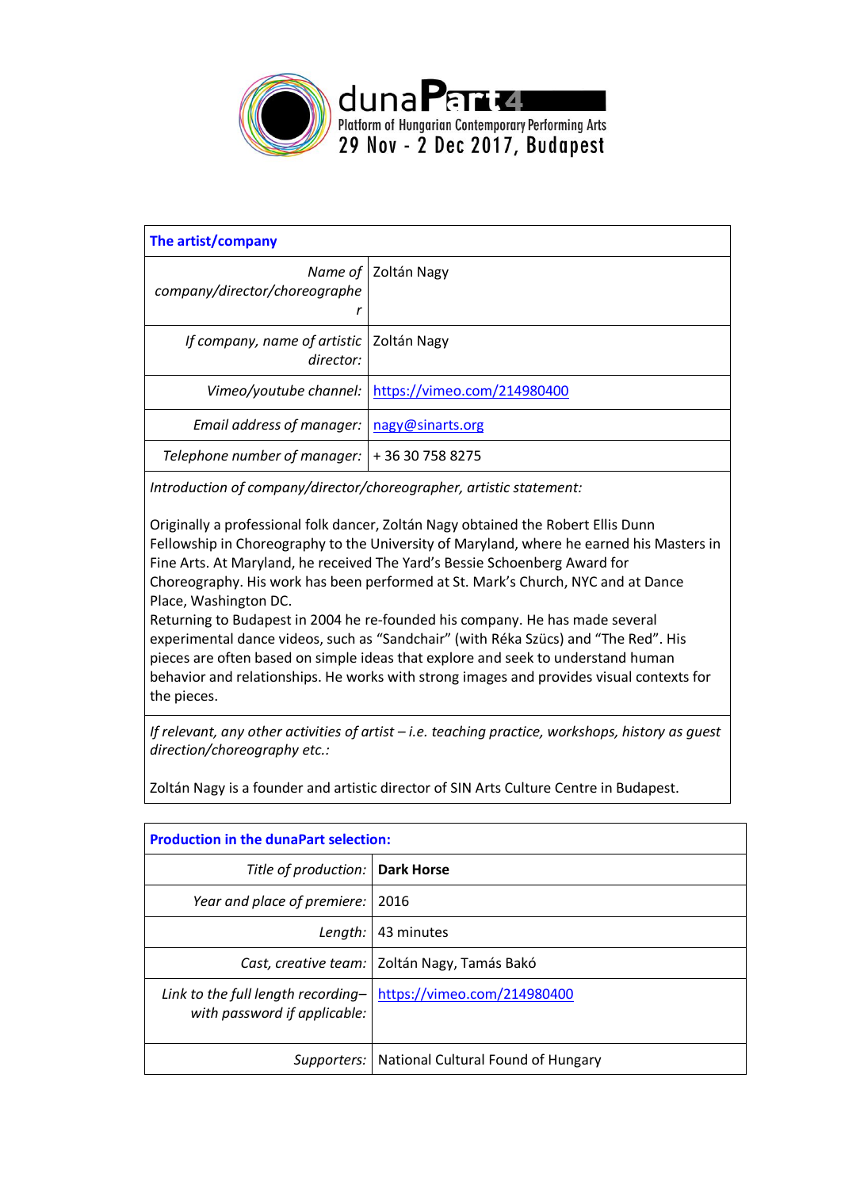duna**Part**4
Platform of Hungarian Contemporary Performing Arts
29 Nov - 2 Dec 2017, Budapest

| **The artist/company** | |
|---|---|
| *Name of company/director/choreographer* | Zoltán Nagy |
| *If company, name of artistic director:* | Zoltán Nagy |
| *Vimeo/youtube channel:* | https://vimeo.com/214980400 |
| *Email address of manager:* | nagy@sinarts.org |
| *Telephone number of manager:* | + 36 30 758 8275 |

*Introduction of company/director/choreographer, artistic statement:*

Originally a professional folk dancer, Zoltán Nagy obtained the Robert Ellis Dunn Fellowship in Choreography to the University of Maryland, where he earned his Masters in Fine Arts. At Maryland, he received The Yard's Bessie Schoenberg Award for Choreography. His work has been performed at St. Mark's Church, NYC and at Dance Place, Washington DC.
Returning to Budapest in 2004 he re-founded his company. He has made several experimental dance videos, such as "Sandchair" (with Réka Szücs) and "The Red". His pieces are often based on simple ideas that explore and seek to understand human behavior and relationships. He works with strong images and provides visual contexts for the pieces.

*If relevant, any other activities of artist – i.e. teaching practice, workshops, history as guest direction/choreography etc.:*

Zoltán Nagy is a founder and artistic director of SIN Arts Culture Centre in Budapest.

| **Production in the dunaPart selection:** | |
|---|---|
| *Title of production:* | **Dark Horse** |
| *Year and place of premiere:* | 2016 |
| *Length:* | 43 minutes |
| *Cast, creative team:* | Zoltán Nagy, Tamás Bakó |
| *Link to the full length recording– with password if applicable:* | https://vimeo.com/214980400 |
| *Supporters:* | National Cultural Found of Hungary |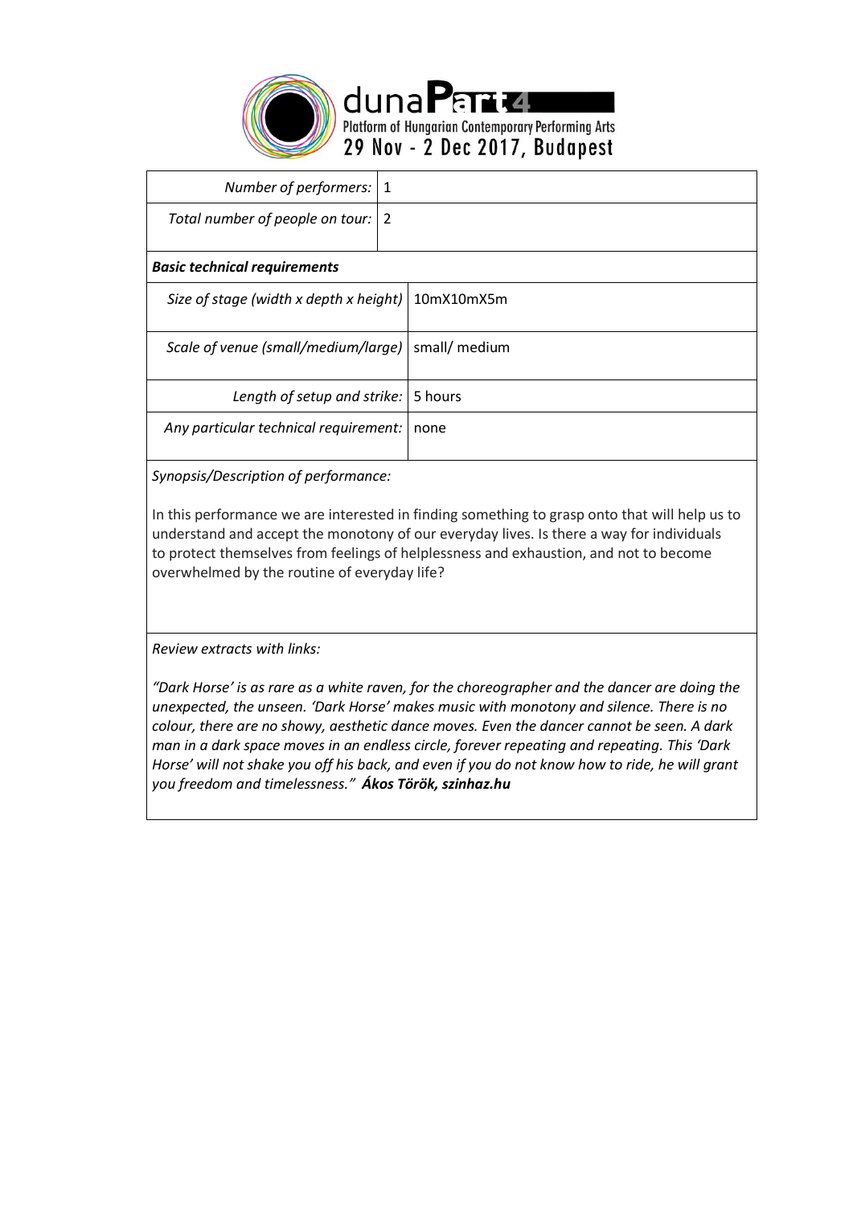| | |
|---|---|
| *Number of performers:* | 1 |
| *Total number of people on tour:* | 2 |

***Basic technical requirements***

| | |
|---|---|
| *Size of stage (width x depth x height)* | 10mX10mX5m |
| *Scale of venue (small/medium/large)* | small/ medium |
| *Length of setup and strike:* | 5 hours |
| *Any particular technical requirement:* | none |

*Synopsis/Description of performance:*

In this performance we are interested in finding something to grasp onto that will help us to understand and accept the monotony of our everyday lives. Is there a way for individuals to protect themselves from feelings of helplessness and exhaustion, and not to become overwhelmed by the routine of everyday life?

*Review extracts with links:*

*"Dark Horse' is as rare as a white raven, for the choreographer and the dancer are doing the unexpected, the unseen. 'Dark Horse' makes music with monotony and silence. There is no colour, there are no showy, aesthetic dance moves. Even the dancer cannot be seen. A dark man in a dark space moves in an endless circle, forever repeating and repeating. This 'Dark Horse' will not shake you off his back, and even if you do not know how to ride, he will grant you freedom and timelessness."* ***Ákos Török, szinhaz.hu***